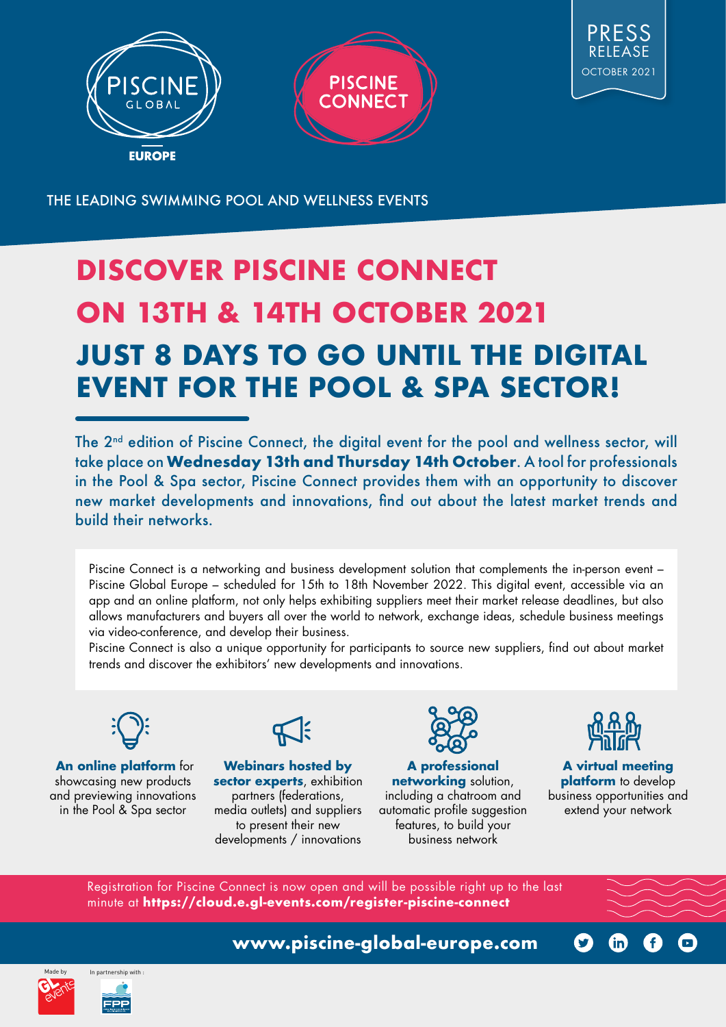PISCINE GLOBAL EUROPE

PISCINE CONNECT

PRESS RELEASE
OCTOBER 2021

THE LEADING SWIMMING POOL AND WELLNESS EVENTS

# DISCOVER PISCINE CONNECT ON 13TH & 14TH OCTOBER 2021

# JUST 8 DAYS TO GO UNTIL THE DIGITAL EVENT FOR THE POOL & SPA SECTOR!

The 2nd edition of Piscine Connect, the digital event for the pool and wellness sector, will take place on **Wednesday 13th and Thursday 14th October**. A tool for professionals in the Pool & Spa sector, Piscine Connect provides them with an opportunity to discover new market developments and innovations, find out about the latest market trends and build their networks.

Piscine Connect is a networking and business development solution that complements the in-person event – Piscine Global Europe – scheduled for 15th to 18th November 2022. This digital event, accessible via an app and an online platform, not only helps exhibiting suppliers meet their market release deadlines, but also allows manufacturers and buyers all over the world to network, exchange ideas, schedule business meetings via video-conference, and develop their business.
Piscine Connect is also a unique opportunity for participants to source new suppliers, find out about market trends and discover the exhibitors' new developments and innovations.

- **An online platform** for showcasing new products and previewing innovations in the Pool & Spa sector
- **Webinars hosted by sector experts**, exhibition partners (federations, media outlets) and suppliers to present their new developments / innovations
- **A professional networking** solution, including a chatroom and automatic profile suggestion features, to build your business network
- **A virtual meeting platform** to develop business opportunities and extend your network

Registration for Piscine Connect is now open and will be possible right up to the last minute at **https://cloud.e.gl-events.com/register-piscine-connect**

**www.piscine-global-europe.com**

Made by GL events

In partnership with: FPP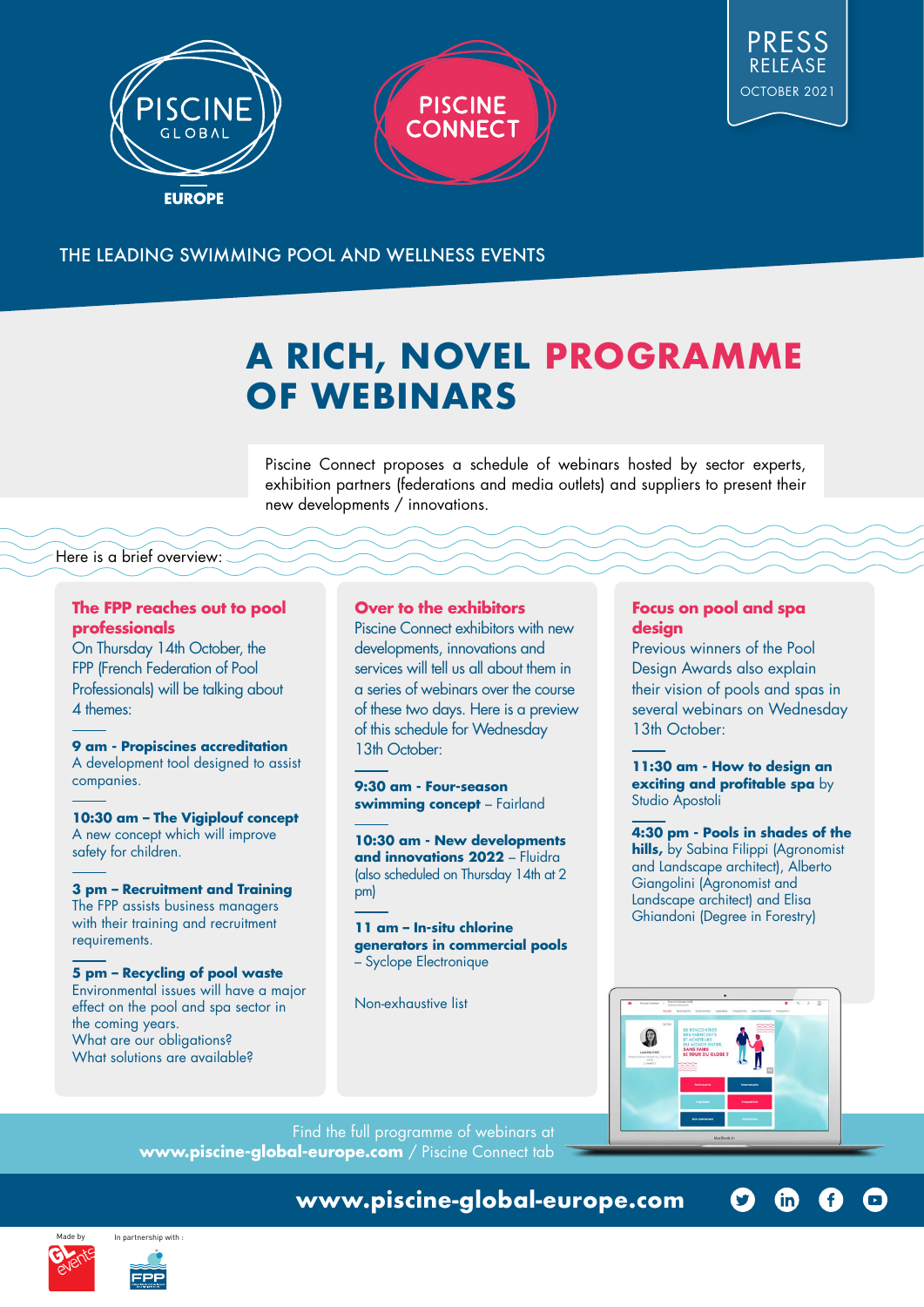PISCINE GLOBAL EUROPE

PISCINE CONNECT

PRESS RELEASE OCTOBER 2021

THE LEADING SWIMMING POOL AND WELLNESS EVENTS

# A RICH, NOVEL PROGRAMME OF WEBINARS

Piscine Connect proposes a schedule of webinars hosted by sector experts, exhibition partners (federations and media outlets) and suppliers to present their new developments / innovations.

Here is a brief overview:

## The FPP reaches out to pool professionals

On Thursday 14th October, the FPP (French Federation of Pool Professionals) will be talking about 4 themes:

**9 am - Propiscines accreditation**
A development tool designed to assist companies.

**10:30 am – The Vigiplouf concept**
A new concept which will improve safety for children.

**3 pm – Recruitment and Training**
The FPP assists business managers with their training and recruitment requirements.

**5 pm – Recycling of pool waste**
Environmental issues will have a major effect on the pool and spa sector in the coming years.
What are our obligations?
What solutions are available?

## Over to the exhibitors

Piscine Connect exhibitors with new developments, innovations and services will tell us all about them in a series of webinars over the course of these two days. Here is a preview of this schedule for Wednesday 13th October:

**9:30 am - Four-season swimming concept** – Fairland

**10:30 am - New developments and innovations 2022** – Fluidra (also scheduled on Thursday 14th at 2 pm)

**11 am – In-situ chlorine generators in commercial pools** – Syclope Electronique

Non-exhaustive list

## Focus on pool and spa design

Previous winners of the Pool Design Awards also explain their vision of pools and spas in several webinars on Wednesday 13th October:

**11:30 am - How to design an exciting and profitable spa** by Studio Apostoli

**4:30 pm - Pools in shades of the hills,** by Sabina Filippi (Agronomist and Landscape architect), Alberto Giangolini (Agronomist and Landscape architect) and Elisa Ghiandoni (Degree in Forestry)

Find the full programme of webinars at **www.piscine-global-europe.com** / Piscine Connect tab

**www.piscine-global-europe.com**

Made by GL events

In partnership with: FPP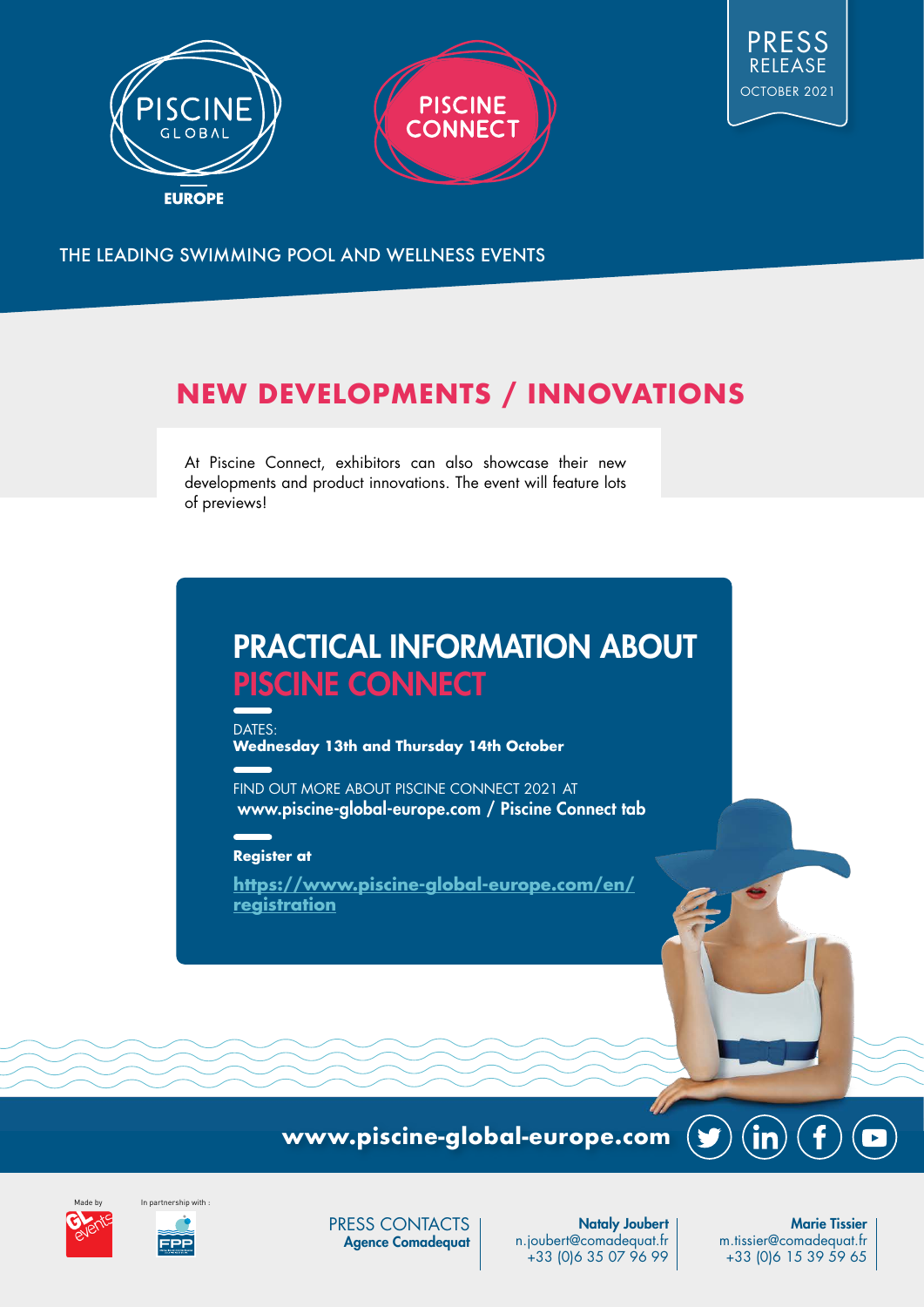PISCINE GLOBAL EUROPE

PISCINE CONNECT

PRESS RELEASE
OCTOBER 2021

THE LEADING SWIMMING POOL AND WELLNESS EVENTS

## NEW DEVELOPMENTS / INNOVATIONS

At Piscine Connect, exhibitors can also showcase their new developments and product innovations. The event will feature lots of previews!

## PRACTICAL INFORMATION ABOUT PISCINE CONNECT

DATES:
**Wednesday 13th and Thursday 14th October**

FIND OUT MORE ABOUT PISCINE CONNECT 2021 AT
**www.piscine-global-europe.com / Piscine Connect tab**

**Register at**

**https://www.piscine-global-europe.com/en/registration**

**www.piscine-global-europe.com**

Made by GL events

In partnership with : FPP

PRESS CONTACTS
**Agence Comadequat**

**Nataly Joubert**
n.joubert@comadequat.fr
+33 (0)6 35 07 96 99

**Marie Tissier**
m.tissier@comadequat.fr
+33 (0)6 15 39 59 65